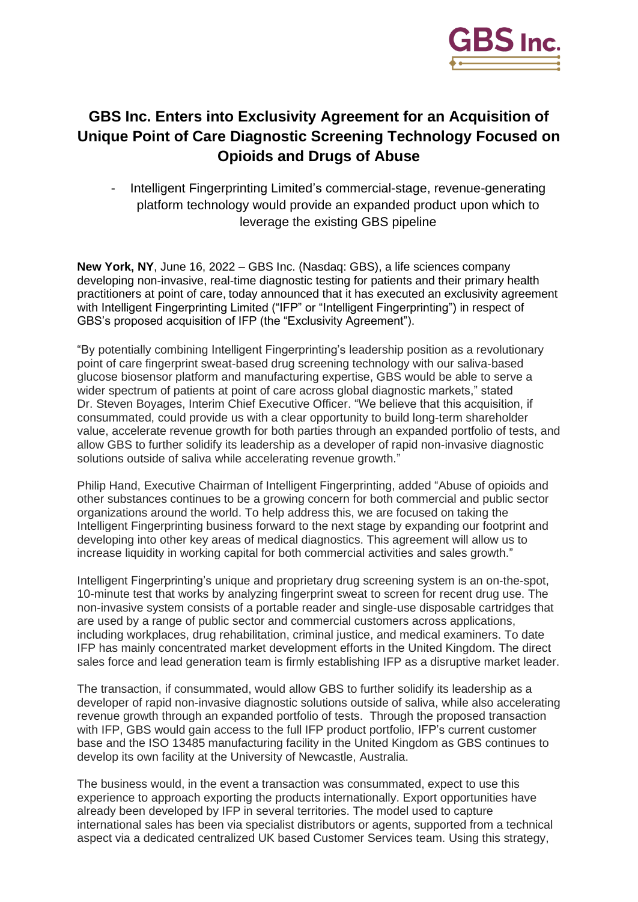# GBS Inc. Enters into Exclusivity Agreement for an Acquisition of Unique Point of Care Diagnostic Screening Technology Focused on Opioids and Drugs of Abuse

- Intelligent Fingerprinting Limited's commercial-stage, revenue-generating platform technology would provide an expanded product upon which to leverage the existing GBS pipeline

**New York, NY**, June 16, 2022 – GBS Inc. (Nasdaq: GBS), a life sciences company developing non-invasive, real-time diagnostic testing for patients and their primary health practitioners at point of care, today announced that it has executed an exclusivity agreement with Intelligent Fingerprinting Limited ("IFP" or "Intelligent Fingerprinting") in respect of GBS's proposed acquisition of IFP (the "Exclusivity Agreement").

"By potentially combining Intelligent Fingerprinting's leadership position as a revolutionary point of care fingerprint sweat-based drug screening technology with our saliva-based glucose biosensor platform and manufacturing expertise, GBS would be able to serve a wider spectrum of patients at point of care across global diagnostic markets," stated Dr. Steven Boyages, Interim Chief Executive Officer. "We believe that this acquisition, if consummated, could provide us with a clear opportunity to build long-term shareholder value, accelerate revenue growth for both parties through an expanded portfolio of tests, and allow GBS to further solidify its leadership as a developer of rapid non-invasive diagnostic solutions outside of saliva while accelerating revenue growth."

Philip Hand, Executive Chairman of Intelligent Fingerprinting, added "Abuse of opioids and other substances continues to be a growing concern for both commercial and public sector organizations around the world. To help address this, we are focused on taking the Intelligent Fingerprinting business forward to the next stage by expanding our footprint and developing into other key areas of medical diagnostics. This agreement will allow us to increase liquidity in working capital for both commercial activities and sales growth."

Intelligent Fingerprinting's unique and proprietary drug screening system is an on-the-spot, 10-minute test that works by analyzing fingerprint sweat to screen for recent drug use. The non-invasive system consists of a portable reader and single-use disposable cartridges that are used by a range of public sector and commercial customers across applications, including workplaces, drug rehabilitation, criminal justice, and medical examiners. To date IFP has mainly concentrated market development efforts in the United Kingdom. The direct sales force and lead generation team is firmly establishing IFP as a disruptive market leader.

The transaction, if consummated, would allow GBS to further solidify its leadership as a developer of rapid non-invasive diagnostic solutions outside of saliva, while also accelerating revenue growth through an expanded portfolio of tests. Through the proposed transaction with IFP, GBS would gain access to the full IFP product portfolio, IFP's current customer base and the ISO 13485 manufacturing facility in the United Kingdom as GBS continues to develop its own facility at the University of Newcastle, Australia.

The business would, in the event a transaction was consummated, expect to use this experience to approach exporting the products internationally. Export opportunities have already been developed by IFP in several territories. The model used to capture international sales has been via specialist distributors or agents, supported from a technical aspect via a dedicated centralized UK based Customer Services team. Using this strategy,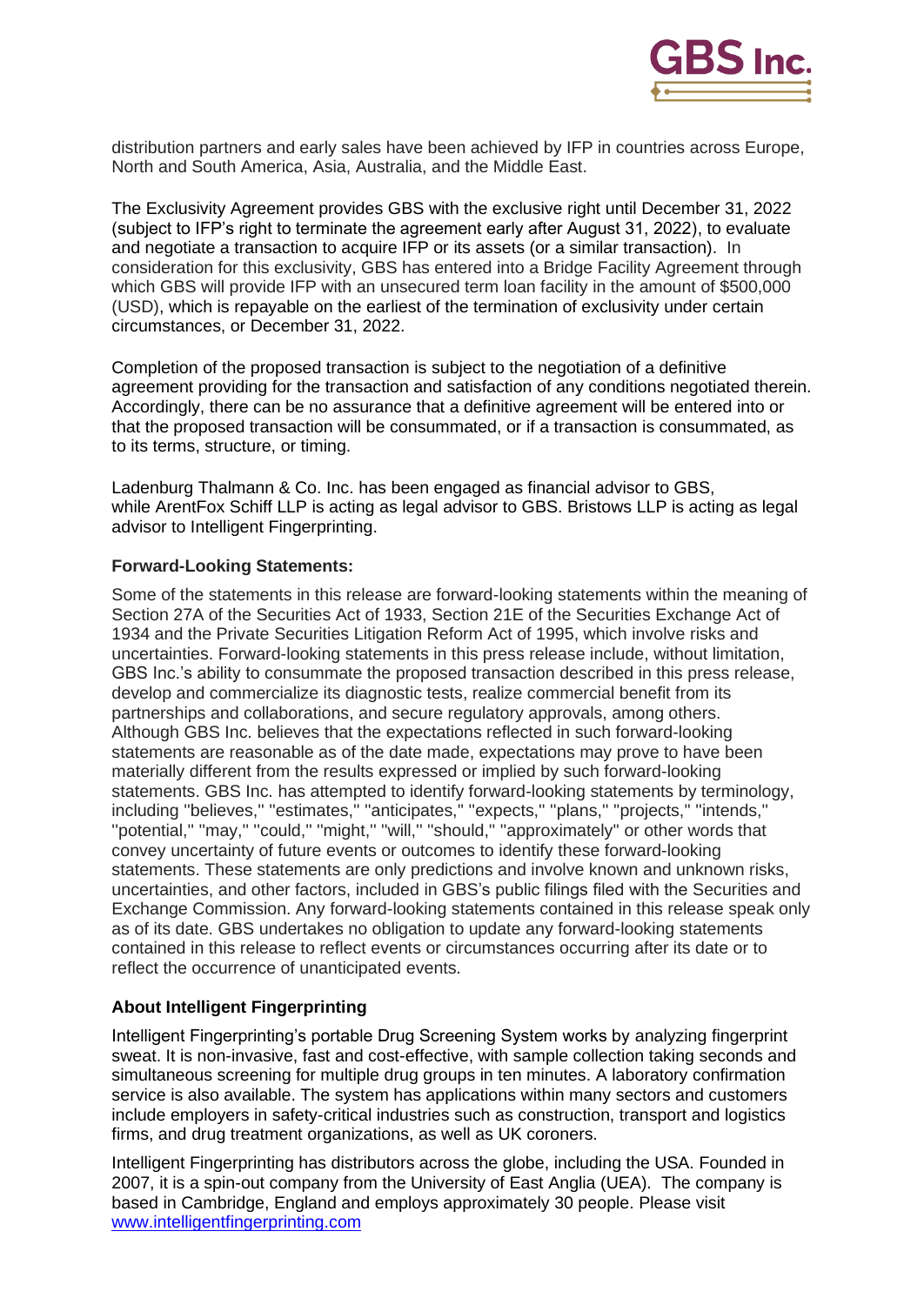distribution partners and early sales have been achieved by IFP in countries across Europe, North and South America, Asia, Australia, and the Middle East.

The Exclusivity Agreement provides GBS with the exclusive right until December 31, 2022 (subject to IFP's right to terminate the agreement early after August 31, 2022), to evaluate and negotiate a transaction to acquire IFP or its assets (or a similar transaction). In consideration for this exclusivity, GBS has entered into a Bridge Facility Agreement through which GBS will provide IFP with an unsecured term loan facility in the amount of $500,000 (USD), which is repayable on the earliest of the termination of exclusivity under certain circumstances, or December 31, 2022.

Completion of the proposed transaction is subject to the negotiation of a definitive agreement providing for the transaction and satisfaction of any conditions negotiated therein. Accordingly, there can be no assurance that a definitive agreement will be entered into or that the proposed transaction will be consummated, or if a transaction is consummated, as to its terms, structure, or timing.

Ladenburg Thalmann & Co. Inc. has been engaged as financial advisor to GBS, while ArentFox Schiff LLP is acting as legal advisor to GBS. Bristows LLP is acting as legal advisor to Intelligent Fingerprinting.

**Forward-Looking Statements:**

Some of the statements in this release are forward-looking statements within the meaning of Section 27A of the Securities Act of 1933, Section 21E of the Securities Exchange Act of 1934 and the Private Securities Litigation Reform Act of 1995, which involve risks and uncertainties. Forward-looking statements in this press release include, without limitation, GBS Inc.'s ability to consummate the proposed transaction described in this press release, develop and commercialize its diagnostic tests, realize commercial benefit from its partnerships and collaborations, and secure regulatory approvals, among others. Although GBS Inc. believes that the expectations reflected in such forward-looking statements are reasonable as of the date made, expectations may prove to have been materially different from the results expressed or implied by such forward-looking statements. GBS Inc. has attempted to identify forward-looking statements by terminology, including "believes," "estimates," "anticipates," "expects," "plans," "projects," "intends," "potential," "may," "could," "might," "will," "should," "approximately" or other words that convey uncertainty of future events or outcomes to identify these forward-looking statements. These statements are only predictions and involve known and unknown risks, uncertainties, and other factors, included in GBS's public filings filed with the Securities and Exchange Commission. Any forward-looking statements contained in this release speak only as of its date. GBS undertakes no obligation to update any forward-looking statements contained in this release to reflect events or circumstances occurring after its date or to reflect the occurrence of unanticipated events.

**About Intelligent Fingerprinting**

Intelligent Fingerprinting's portable Drug Screening System works by analyzing fingerprint sweat. It is non-invasive, fast and cost-effective, with sample collection taking seconds and simultaneous screening for multiple drug groups in ten minutes. A laboratory confirmation service is also available. The system has applications within many sectors and customers include employers in safety-critical industries such as construction, transport and logistics firms, and drug treatment organizations, as well as UK coroners.

Intelligent Fingerprinting has distributors across the globe, including the USA. Founded in 2007, it is a spin-out company from the University of East Anglia (UEA). The company is based in Cambridge, England and employs approximately 30 people. Please visit [www.intelligentfingerprinting.com](www.intelligentfingerprinting.com)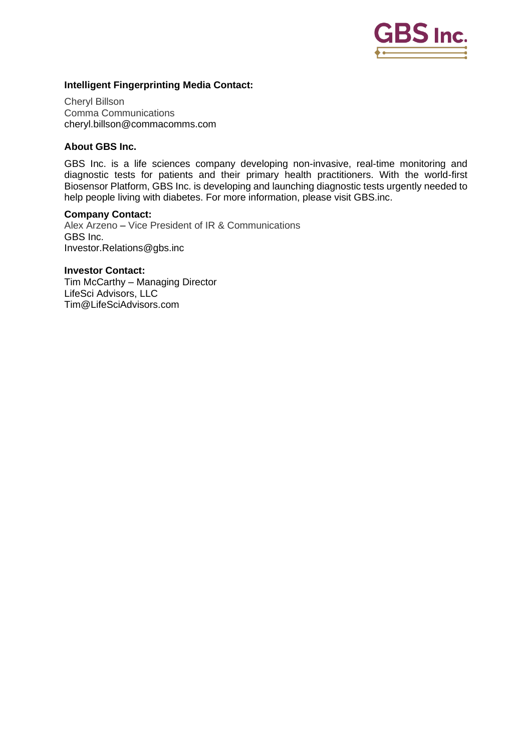**Intelligent Fingerprinting Media Contact:**

Cheryl Billson
Comma Communications
cheryl.billson@commacomms.com

**About GBS Inc.**

GBS Inc. is a life sciences company developing non-invasive, real-time monitoring and diagnostic tests for patients and their primary health practitioners. With the world-first Biosensor Platform, GBS Inc. is developing and launching diagnostic tests urgently needed to help people living with diabetes. For more information, please visit GBS.inc.

**Company Contact:**
Alex Arzeno – Vice President of IR & Communications
GBS Inc.
Investor.Relations@gbs.inc

**Investor Contact:**
Tim McCarthy – Managing Director
LifeSci Advisors, LLC
Tim@LifeSciAdvisors.com